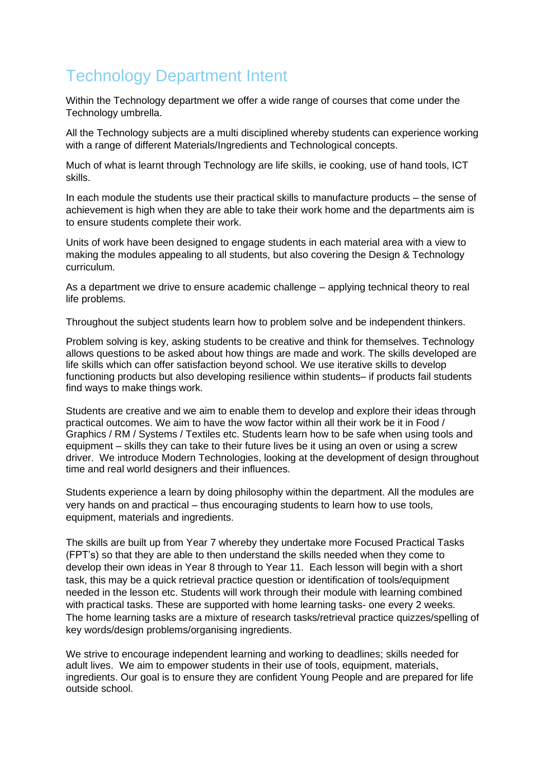# Technology Department Intent

Within the Technology department we offer a wide range of courses that come under the Technology umbrella.

All the Technology subjects are a multi disciplined whereby students can experience working with a range of different Materials/Ingredients and Technological concepts.

Much of what is learnt through Technology are life skills, ie cooking, use of hand tools, ICT skills.

In each module the students use their practical skills to manufacture products – the sense of achievement is high when they are able to take their work home and the departments aim is to ensure students complete their work.

Units of work have been designed to engage students in each material area with a view to making the modules appealing to all students, but also covering the Design & Technology curriculum.

As a department we drive to ensure academic challenge – applying technical theory to real life problems.

Throughout the subject students learn how to problem solve and be independent thinkers.

Problem solving is key, asking students to be creative and think for themselves. Technology allows questions to be asked about how things are made and work. The skills developed are life skills which can offer satisfaction beyond school. We use iterative skills to develop functioning products but also developing resilience within students– if products fail students find ways to make things work.

Students are creative and we aim to enable them to develop and explore their ideas through practical outcomes. We aim to have the wow factor within all their work be it in Food / Graphics / RM / Systems / Textiles etc. Students learn how to be safe when using tools and equipment – skills they can take to their future lives be it using an oven or using a screw driver. We introduce Modern Technologies, looking at the development of design throughout time and real world designers and their influences.

Students experience a learn by doing philosophy within the department. All the modules are very hands on and practical – thus encouraging students to learn how to use tools, equipment, materials and ingredients.

The skills are built up from Year 7 whereby they undertake more Focused Practical Tasks (FPT's) so that they are able to then understand the skills needed when they come to develop their own ideas in Year 8 through to Year 11. Each lesson will begin with a short task, this may be a quick retrieval practice question or identification of tools/equipment needed in the lesson etc. Students will work through their module with learning combined with practical tasks. These are supported with home learning tasks- one every 2 weeks. The home learning tasks are a mixture of research tasks/retrieval practice quizzes/spelling of key words/design problems/organising ingredients.

We strive to encourage independent learning and working to deadlines; skills needed for adult lives. We aim to empower students in their use of tools, equipment, materials, ingredients. Our goal is to ensure they are confident Young People and are prepared for life outside school.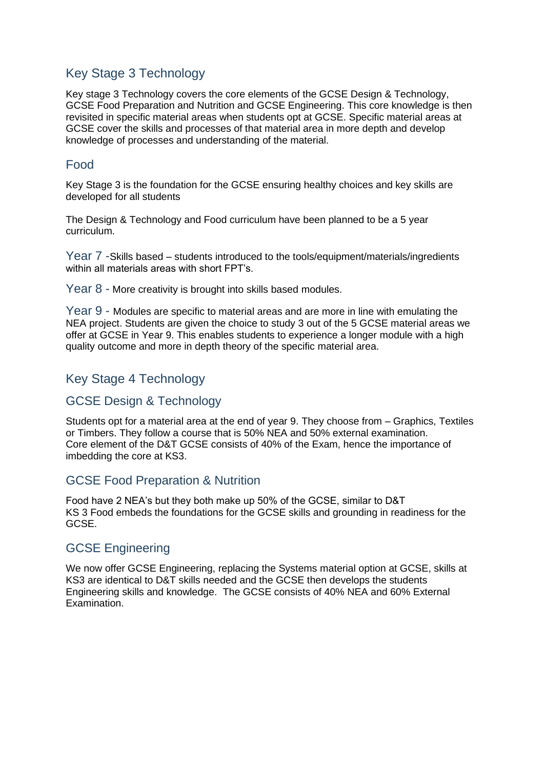## Key Stage 3 Technology

Key stage 3 Technology covers the core elements of the GCSE Design & Technology, GCSE Food Preparation and Nutrition and GCSE Engineering. This core knowledge is then revisited in specific material areas when students opt at GCSE. Specific material areas at GCSE cover the skills and processes of that material area in more depth and develop knowledge of processes and understanding of the material.

### Food

Key Stage 3 is the foundation for the GCSE ensuring healthy choices and key skills are developed for all students

The Design & Technology and Food curriculum have been planned to be a 5 year curriculum.

**Year 7** - Skills based – students introduced to the tools/equipment/materials/ingredients within all materials areas with short FPT's.

**Year 8** - More creativity is brought into skills based modules.

**Year 9** - Modules are specific to material areas and are more in line with emulating the NEA project. Students are given the choice to study 3 out of the 5 GCSE material areas we offer at GCSE in Year 9. This enables students to experience a longer module with a high quality outcome and more in depth theory of the specific material area.

## Key Stage 4 Technology

### GCSE Design & Technology

Students opt for a material area at the end of year 9. They choose from – Graphics, Textiles or Timbers. They follow a course that is 50% NEA and 50% external examination.
Core element of the D&T GCSE consists of 40% of the Exam, hence the importance of imbedding the core at KS3.

### GCSE Food Preparation & Nutrition

Food have 2 NEA's but they both make up 50% of the GCSE, similar to D&T
KS 3 Food embeds the foundations for the GCSE skills and grounding in readiness for the GCSE.

### GCSE Engineering

We now offer GCSE Engineering, replacing the Systems material option at GCSE, skills at KS3 are identical to D&T skills needed and the GCSE then develops the students Engineering skills and knowledge. The GCSE consists of 40% NEA and 60% External Examination.